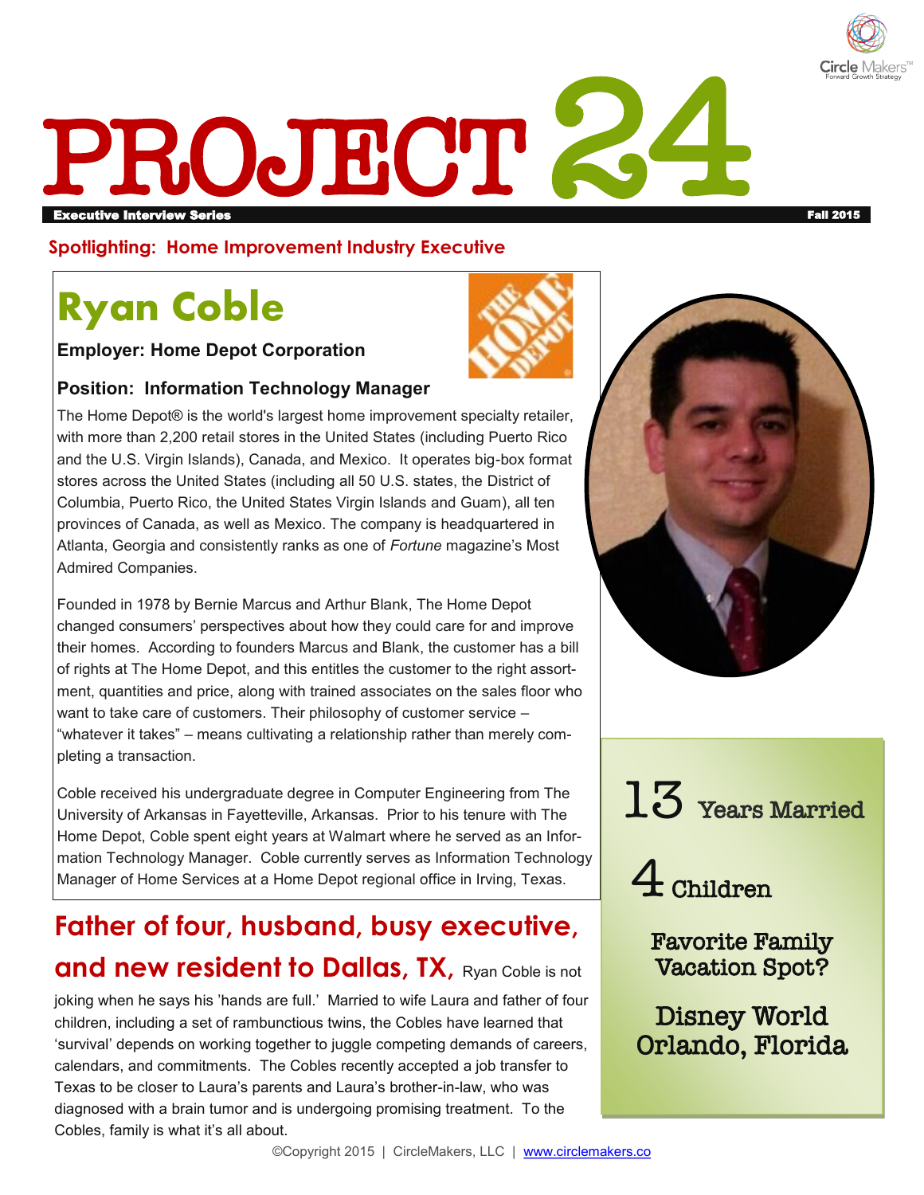# PROJECT 24

**Executive Interview Series** — **Fall 2015**

**Spotlighting: Home Improvement Industry Executive**

## Ryan Coble

**Employer: Home Depot Corporation**

**Position: Information Technology Manager**

The Home Depot® is the world's largest home improvement specialty retailer, with more than 2,200 retail stores in the United States (including Puerto Rico and the U.S. Virgin Islands), Canada, and Mexico. It operates big-box format stores across the United States (including all 50 U.S. states, the District of Columbia, Puerto Rico, the United States Virgin Islands and Guam), all ten provinces of Canada, as well as Mexico. The company is headquartered in Atlanta, Georgia and consistently ranks as one of *Fortune* magazine's Most Admired Companies.

Founded in 1978 by Bernie Marcus and Arthur Blank, The Home Depot changed consumers' perspectives about how they could care for and improve their homes. According to founders Marcus and Blank, the customer has a bill of rights at The Home Depot, and this entitles the customer to the right assortment, quantities and price, along with trained associates on the sales floor who want to take care of customers. Their philosophy of customer service – "whatever it takes" – means cultivating a relationship rather than merely completing a transaction.

Coble received his undergraduate degree in Computer Engineering from The University of Arkansas in Fayetteville, Arkansas. Prior to his tenure with The Home Depot, Coble spent eight years at Walmart where he served as an Information Technology Manager. Coble currently serves as Information Technology Manager of Home Services at a Home Depot regional office in Irving, Texas.

**13** Years Married

**4** Children

**Favorite Family Vacation Spot?**

**Disney World Orlando, Florida**

## Father of four, husband, busy executive, and new resident to Dallas, TX,

Ryan Coble is not joking when he says his 'hands are full.' Married to wife Laura and father of four children, including a set of rambunctious twins, the Cobles have learned that 'survival' depends on working together to juggle competing demands of careers, calendars, and commitments. The Cobles recently accepted a job transfer to Texas to be closer to Laura's parents and Laura's brother-in-law, who was diagnosed with a brain tumor and is undergoing promising treatment. To the Cobles, family is what it's all about.

©Copyright 2015 | CircleMakers, LLC | www.circlemakers.co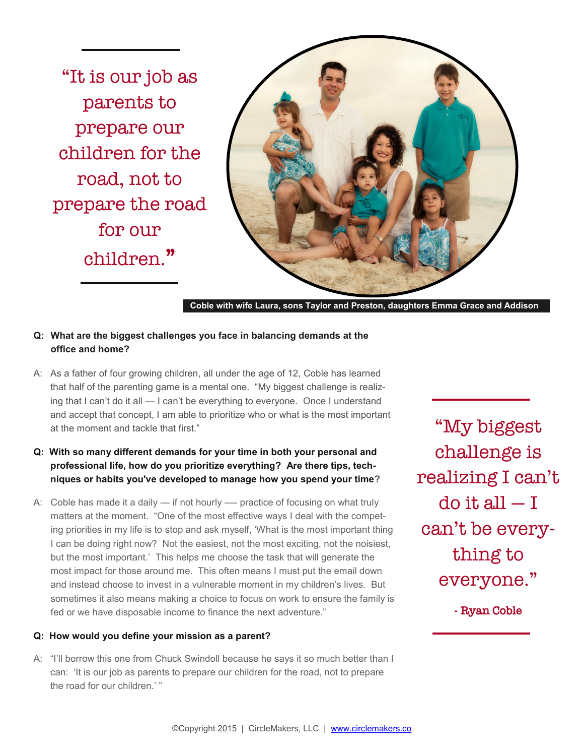"It is our job as parents to prepare our children for the road, not to prepare the road for our children."

Coble with wife Laura, sons Taylor and Preston, daughters Emma Grace and Addison

**Q: What are the biggest challenges you face in balancing demands at the office and home?**

A: As a father of four growing children, all under the age of 12, Coble has learned that half of the parenting game is a mental one. "My biggest challenge is realizing that I can't do it all — I can't be everything to everyone. Once I understand and accept that concept, I am able to prioritize who or what is the most important at the moment and tackle that first."

**Q: With so many different demands for your time in both your personal and professional life, how do you prioritize everything? Are there tips, techniques or habits you've developed to manage how you spend your time?**

A: Coble has made it a daily — if not hourly —- practice of focusing on what truly matters at the moment. "One of the most effective ways I deal with the competing priorities in my life is to stop and ask myself, 'What is the most important thing I can be doing right now? Not the easiest, not the most exciting, not the noisiest, but the most important.' This helps me choose the task that will generate the most impact for those around me. This often means I must put the email down and instead choose to invest in a vulnerable moment in my children's lives. But sometimes it also means making a choice to focus on work to ensure the family is fed or we have disposable income to finance the next adventure."

"My biggest challenge is realizing I can't do it all — I can't be everything to everyone."

- Ryan Coble

**Q: How would you define your mission as a parent?**

A: "I'll borrow this one from Chuck Swindoll because he says it so much better than I can: 'It is our job as parents to prepare our children for the road, not to prepare the road for our children.' "

©Copyright 2015 | CircleMakers, LLC | www.circlemakers.co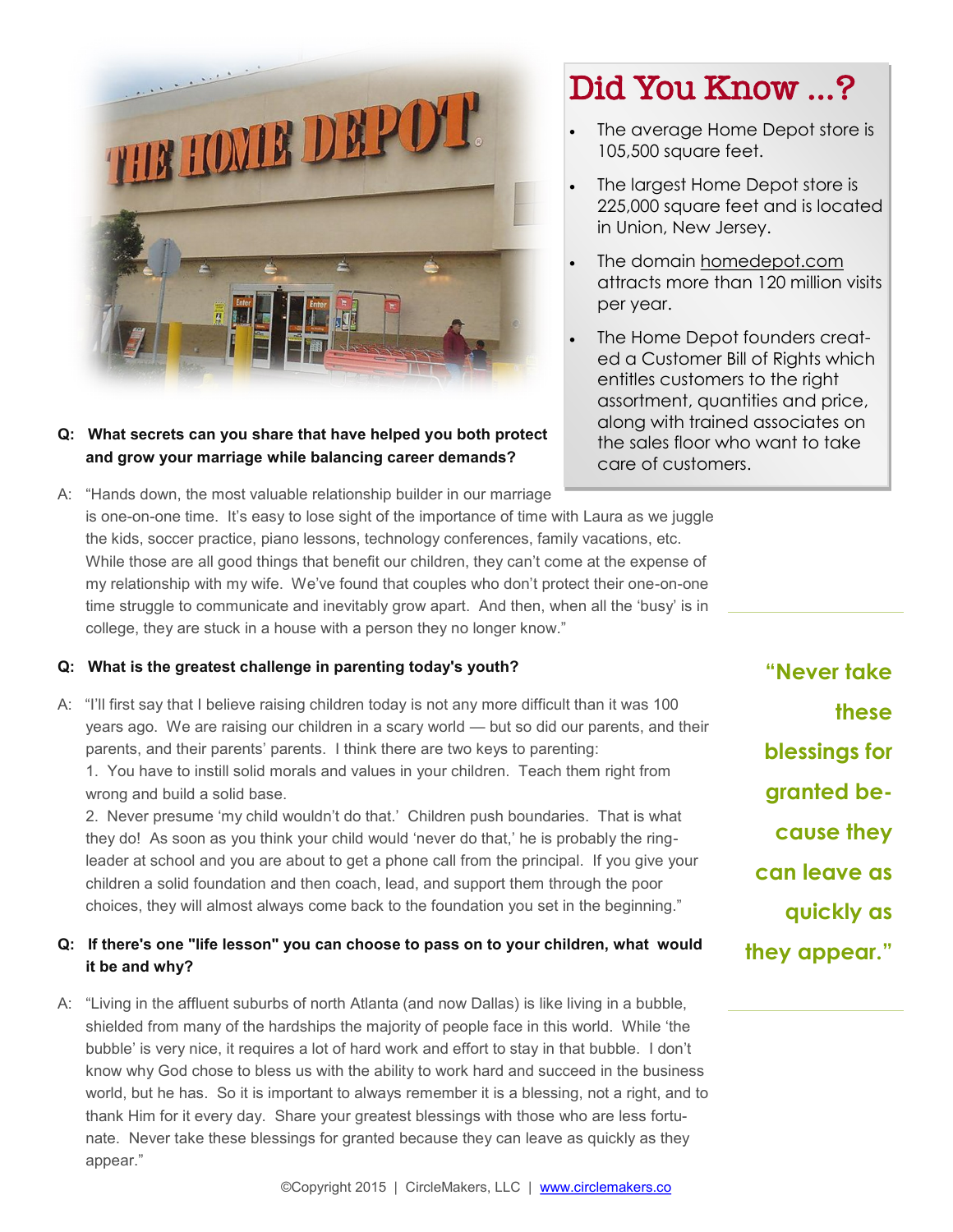## Did You Know ...?

- The average Home Depot store is 105,500 square feet.
- The largest Home Depot store is 225,000 square feet and is located in Union, New Jersey.
- The domain homedepot.com attracts more than 120 million visits per year.
- The Home Depot founders created a Customer Bill of Rights which entitles customers to the right assortment, quantities and price, along with trained associates on the sales floor who want to take care of customers.

**Q: What secrets can you share that have helped you both protect and grow your marriage while balancing career demands?**

A: "Hands down, the most valuable relationship builder in our marriage is one-on-one time. It's easy to lose sight of the importance of time with Laura as we juggle the kids, soccer practice, piano lessons, technology conferences, family vacations, etc. While those are all good things that benefit our children, they can't come at the expense of my relationship with my wife. We've found that couples who don't protect their one-on-one time struggle to communicate and inevitably grow apart. And then, when all the 'busy' is in college, they are stuck in a house with a person they no longer know."

**Q: What is the greatest challenge in parenting today's youth?**

A: "I'll first say that I believe raising children today is not any more difficult than it was 100 years ago. We are raising our children in a scary world — but so did our parents, and their parents, and their parents' parents. I think there are two keys to parenting:

1. You have to instill solid morals and values in your children. Teach them right from wrong and build a solid base.
2. Never presume 'my child wouldn't do that.' Children push boundaries. That is what they do! As soon as you think your child would 'never do that,' he is probably the ringleader at school and you are about to get a phone call from the principal. If you give your children a solid foundation and then coach, lead, and support them through the poor choices, they will almost always come back to the foundation you set in the beginning."

**Q: If there's one "life lesson" you can choose to pass on to your children, what would it be and why?**

A: "Living in the affluent suburbs of north Atlanta (and now Dallas) is like living in a bubble, shielded from many of the hardships the majority of people face in this world. While 'the bubble' is very nice, it requires a lot of hard work and effort to stay in that bubble. I don't know why God chose to bless us with the ability to work hard and succeed in the business world, but he has. So it is important to always remember it is a blessing, not a right, and to thank Him for it every day. Share your greatest blessings with those who are less fortunate. Never take these blessings for granted because they can leave as quickly as they appear."

**"Never take these blessings for granted because they can leave as quickly as they appear."**

©Copyright 2015 | CircleMakers, LLC | www.circlemakers.co